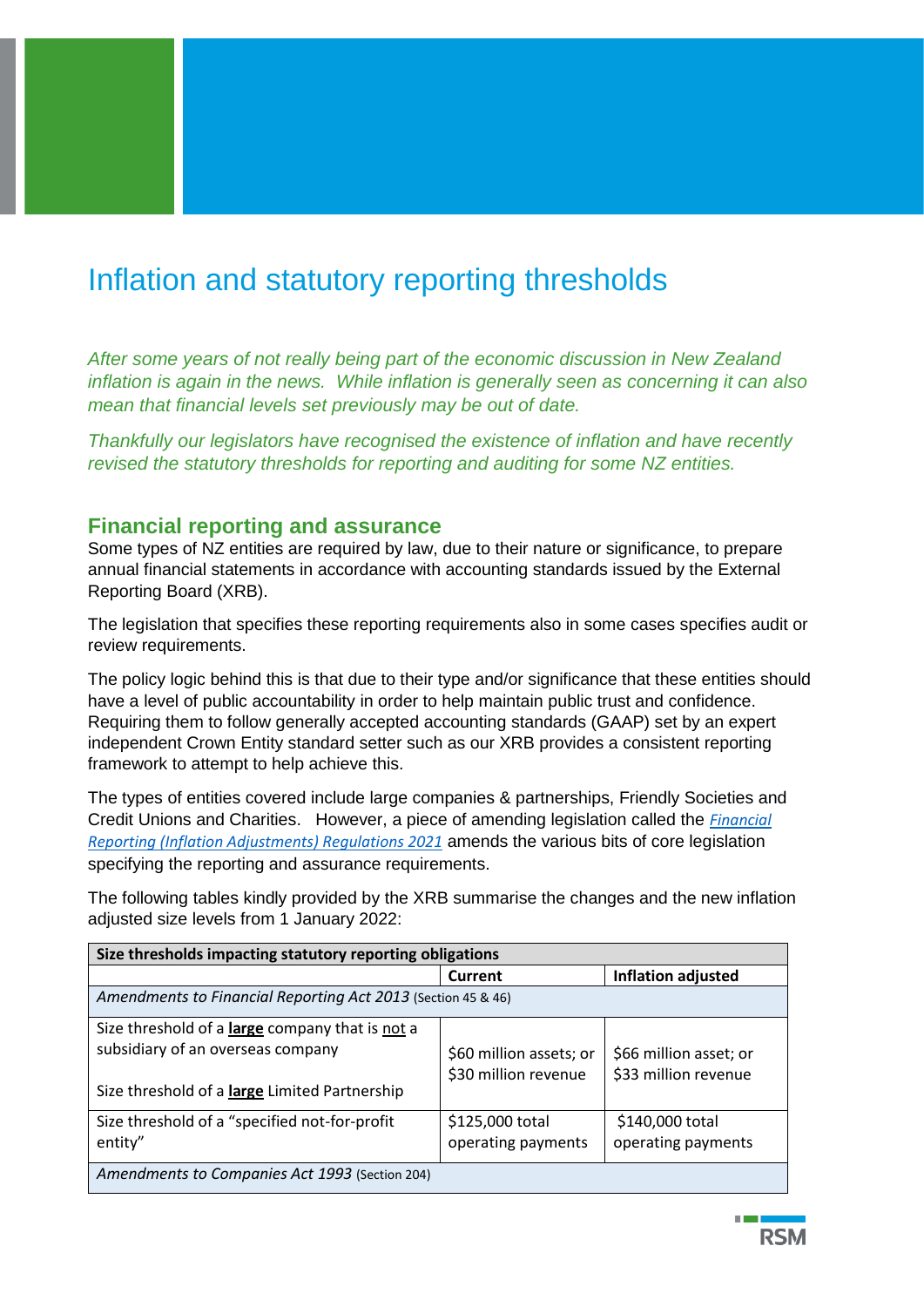# Inflation and statutory reporting thresholds

*After some years of not really being part of the economic discussion in New Zealand inflation is again in the news. While inflation is generally seen as concerning it can also mean that financial levels set previously may be out of date.*

*Thankfully our legislators have recognised the existence of inflation and have recently revised the statutory thresholds for reporting and auditing for some NZ entities.*

## Financial reporting and assurance

Some types of NZ entities are required by law, due to their nature or significance, to prepare annual financial statements in accordance with accounting standards issued by the External Reporting Board (XRB).

The legislation that specifies these reporting requirements also in some cases specifies audit or review requirements.

The policy logic behind this is that due to their type and/or significance that these entities should have a level of public accountability in order to help maintain public trust and confidence. Requiring them to follow generally accepted accounting standards (GAAP) set by an expert independent Crown Entity standard setter such as our XRB provides a consistent reporting framework to attempt to help achieve this.

The types of entities covered include large companies & partnerships, Friendly Societies and Credit Unions and Charities. However, a piece of amending legislation called the *Financial Reporting (Inflation Adjustments) Regulations 2021* amends the various bits of core legislation specifying the reporting and assurance requirements.

The following tables kindly provided by the XRB summarise the changes and the new inflation adjusted size levels from 1 January 2022:

| **Size thresholds impacting statutory reporting obligations** | | |
|---|---|---|
| | **Current** | **Inflation adjusted** |
| *Amendments to Financial Reporting Act 2013* (Section 45 & 46) | | |
| Size threshold of a **large** company that is not a subsidiary of an overseas company<br><br>Size threshold of a **large** Limited Partnership | $60 million assets; or $30 million revenue | $66 million asset; or $33 million revenue |
| Size threshold of a "specified not-for-profit entity" | $125,000 total operating payments | $140,000 total operating payments |
| *Amendments to Companies Act 1993* (Section 204) | | |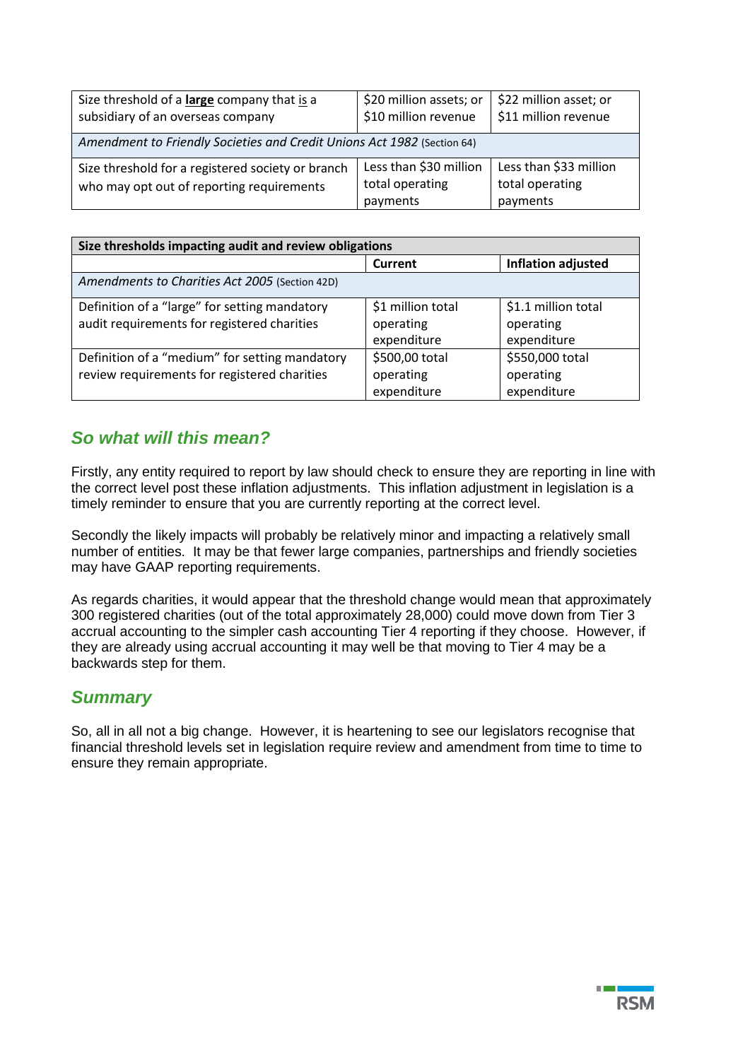| | | |
|---|---|---|
| Size threshold of a **large** company that is a subsidiary of an overseas company | $20 million assets; or $10 million revenue | $22 million asset; or $11 million revenue |
| *Amendment to Friendly Societies and Credit Unions Act 1982* (Section 64) | | |
| Size threshold for a registered society or branch who may opt out of reporting requirements | Less than $30 million total operating payments | Less than $33 million total operating payments |

| **Size thresholds impacting audit and review obligations** | | |
|---|---|---|
| | **Current** | **Inflation adjusted** |
| *Amendments to Charities Act 2005* (Section 42D) | | |
| Definition of a "large" for setting mandatory audit requirements for registered charities | $1 million total operating expenditure | $1.1 million total operating expenditure |
| Definition of a "medium" for setting mandatory review requirements for registered charities | $500,00 total operating expenditure | $550,000 total operating expenditure |

## *So what will this mean?*

Firstly, any entity required to report by law should check to ensure they are reporting in line with the correct level post these inflation adjustments. This inflation adjustment in legislation is a timely reminder to ensure that you are currently reporting at the correct level.

Secondly the likely impacts will probably be relatively minor and impacting a relatively small number of entities. It may be that fewer large companies, partnerships and friendly societies may have GAAP reporting requirements.

As regards charities, it would appear that the threshold change would mean that approximately 300 registered charities (out of the total approximately 28,000) could move down from Tier 3 accrual accounting to the simpler cash accounting Tier 4 reporting if they choose. However, if they are already using accrual accounting it may well be that moving to Tier 4 may be a backwards step for them.

## *Summary*

So, all in all not a big change. However, it is heartening to see our legislators recognise that financial threshold levels set in legislation require review and amendment from time to time to ensure they remain appropriate.